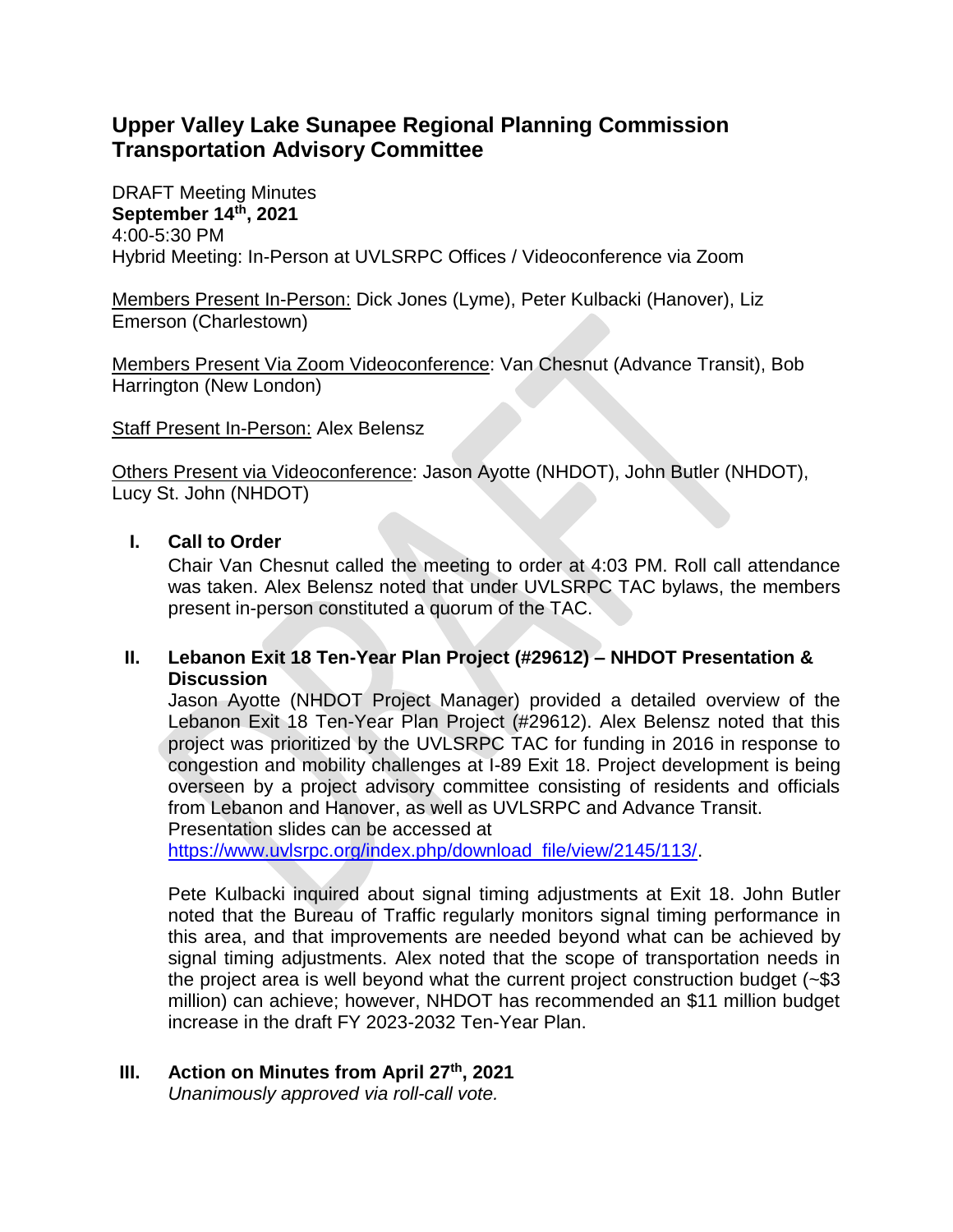# Upper Valley Lake Sunapee Regional Planning Commission Transportation Advisory Committee

DRAFT Meeting Minutes
**September 14th, 2021**
4:00-5:30 PM
Hybrid Meeting: In-Person at UVLSRPC Offices / Videoconference via Zoom

Members Present In-Person: Dick Jones (Lyme), Peter Kulbacki (Hanover), Liz Emerson (Charlestown)

Members Present Via Zoom Videoconference: Van Chesnut (Advance Transit), Bob Harrington (New London)

Staff Present In-Person: Alex Belensz

Others Present via Videoconference: Jason Ayotte (NHDOT), John Butler (NHDOT), Lucy St. John (NHDOT)

## I. Call to Order

Chair Van Chesnut called the meeting to order at 4:03 PM. Roll call attendance was taken. Alex Belensz noted that under UVLSRPC TAC bylaws, the members present in-person constituted a quorum of the TAC.

## II. Lebanon Exit 18 Ten-Year Plan Project (#29612) – NHDOT Presentation & Discussion

Jason Ayotte (NHDOT Project Manager) provided a detailed overview of the Lebanon Exit 18 Ten-Year Plan Project (#29612). Alex Belensz noted that this project was prioritized by the UVLSRPC TAC for funding in 2016 in response to congestion and mobility challenges at I-89 Exit 18. Project development is being overseen by a project advisory committee consisting of residents and officials from Lebanon and Hanover, as well as UVLSRPC and Advance Transit. Presentation slides can be accessed at https://www.uvlsrpc.org/index.php/download_file/view/2145/113/.

Pete Kulbacki inquired about signal timing adjustments at Exit 18. John Butler noted that the Bureau of Traffic regularly monitors signal timing performance in this area, and that improvements are needed beyond what can be achieved by signal timing adjustments. Alex noted that the scope of transportation needs in the project area is well beyond what the current project construction budget (~$3 million) can achieve; however, NHDOT has recommended an $11 million budget increase in the draft FY 2023-2032 Ten-Year Plan.

## III. Action on Minutes from April 27th, 2021

*Unanimously approved via roll-call vote.*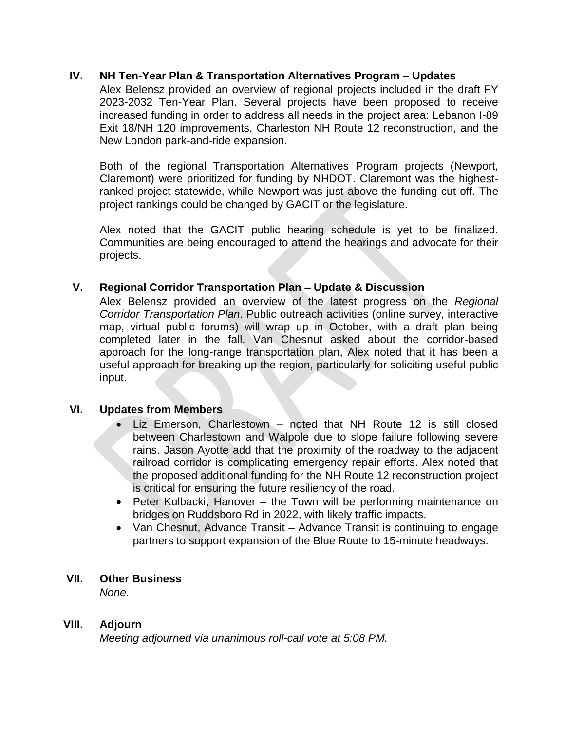## IV. NH Ten-Year Plan & Transportation Alternatives Program – Updates

Alex Belensz provided an overview of regional projects included in the draft FY 2023-2032 Ten-Year Plan. Several projects have been proposed to receive increased funding in order to address all needs in the project area: Lebanon I-89 Exit 18/NH 120 improvements, Charleston NH Route 12 reconstruction, and the New London park-and-ride expansion.

Both of the regional Transportation Alternatives Program projects (Newport, Claremont) were prioritized for funding by NHDOT. Claremont was the highest-ranked project statewide, while Newport was just above the funding cut-off. The project rankings could be changed by GACIT or the legislature.

Alex noted that the GACIT public hearing schedule is yet to be finalized. Communities are being encouraged to attend the hearings and advocate for their projects.

## V. Regional Corridor Transportation Plan – Update & Discussion

Alex Belensz provided an overview of the latest progress on the *Regional Corridor Transportation Plan*. Public outreach activities (online survey, interactive map, virtual public forums) will wrap up in October, with a draft plan being completed later in the fall. Van Chesnut asked about the corridor-based approach for the long-range transportation plan, Alex noted that it has been a useful approach for breaking up the region, particularly for soliciting useful public input.

## VI. Updates from Members

- Liz Emerson, Charlestown – noted that NH Route 12 is still closed between Charlestown and Walpole due to slope failure following severe rains. Jason Ayotte add that the proximity of the roadway to the adjacent railroad corridor is complicating emergency repair efforts. Alex noted that the proposed additional funding for the NH Route 12 reconstruction project is critical for ensuring the future resiliency of the road.
- Peter Kulbacki, Hanover – the Town will be performing maintenance on bridges on Ruddsboro Rd in 2022, with likely traffic impacts.
- Van Chesnut, Advance Transit – Advance Transit is continuing to engage partners to support expansion of the Blue Route to 15-minute headways.

## VII. Other Business

*None.*

## VIII. Adjourn

*Meeting adjourned via unanimous roll-call vote at 5:08 PM.*